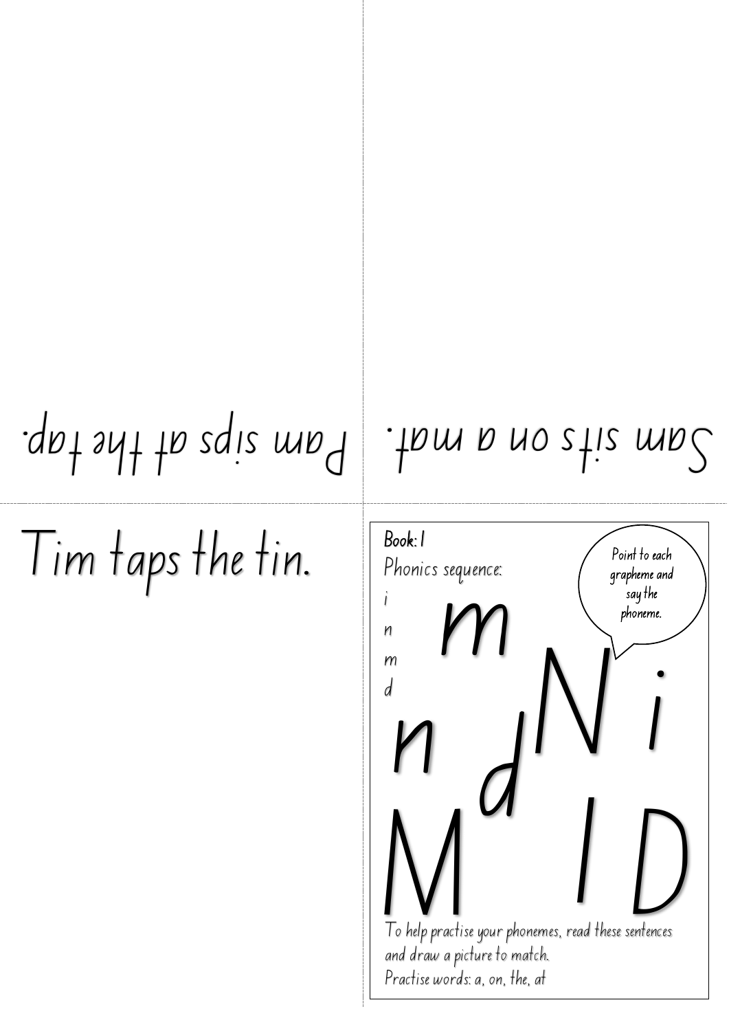Pam sips at the tap.

Sam sits on a mat.

Tim taps the tin.

**Book: 1**

Phonics sequence:

i

n

m

d

Point to each grapheme and say the phoneme.

m

n d N i

M I D

To help practise your phonemes, read these sentences and draw a picture to match.

Practise words: a, on, the, at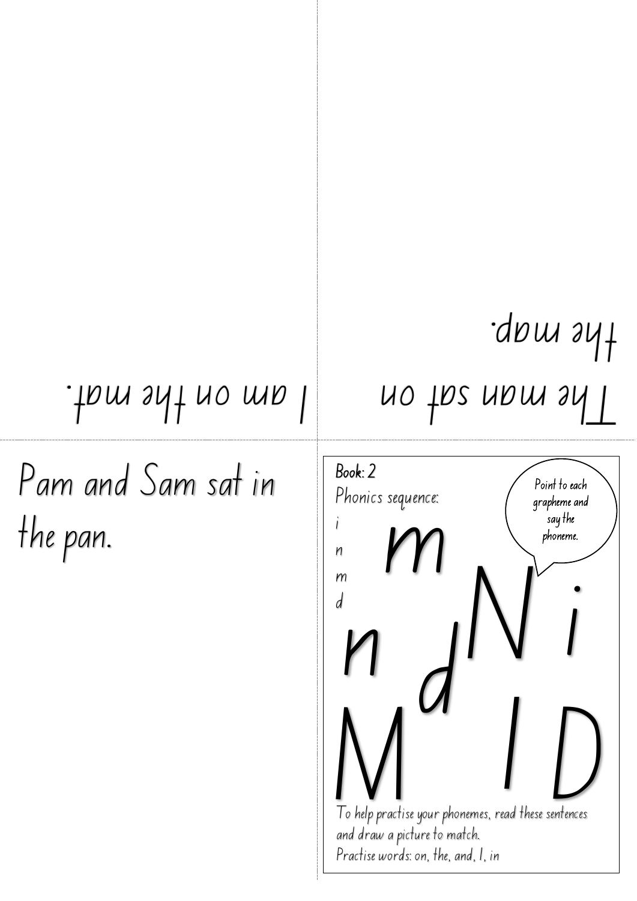I am on the mat.

The man sat on the map.

Pam and Sam sat in the pan.

Book: 2

Phonics sequence:

i
n
m
d

Point to each grapheme and say the phoneme.

m n d N i M I D

To help practise your phonemes, read these sentences and draw a picture to match.

Practise words: on, the, and, I, in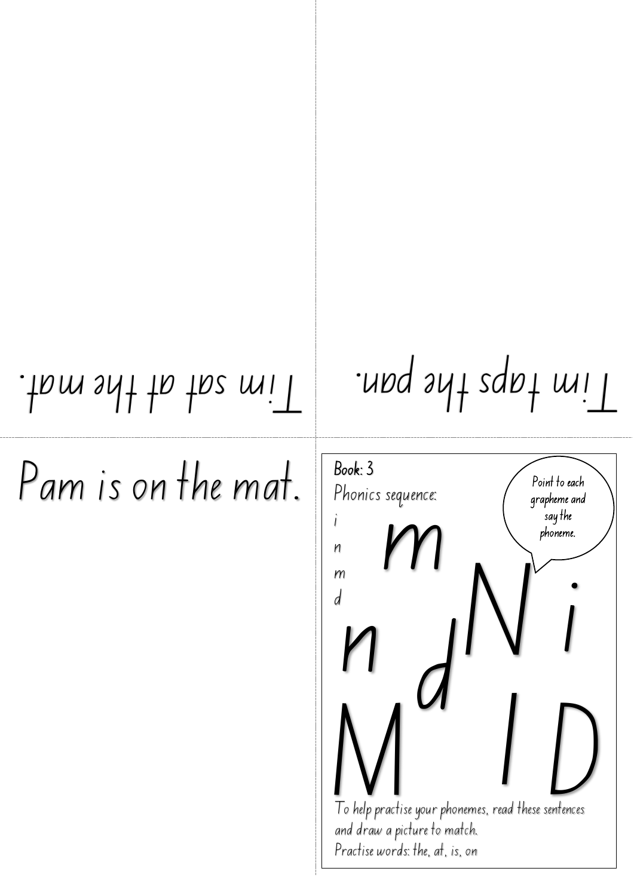Tim sat at the mat.

Tim taps the pan.

Pam is on the mat.

Book: 3

Phonics sequence:

i
n
m
d

Point to each grapheme and say the phoneme.

m N i n d M I D

To help practise your phonemes, read these sentences and draw a picture to match.

Practise words: the, at, is, on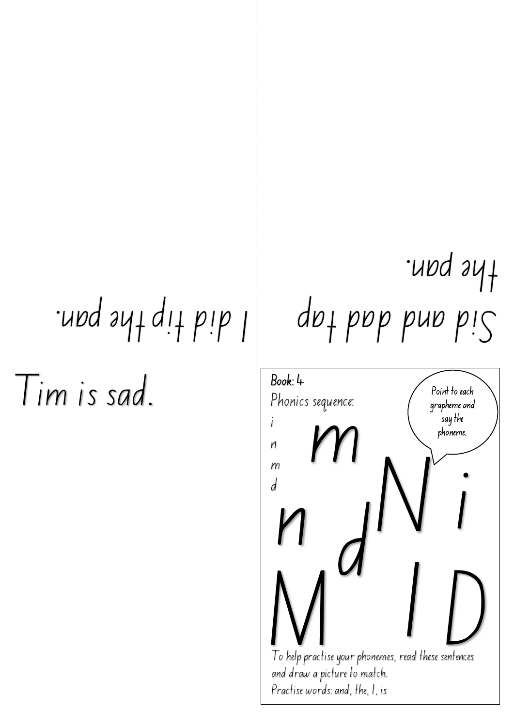Sid and dad tap the pan.

I did tip the pan.

Tim is sad.

Book: 4

Phonics sequence:

i

n

m

d

Point to each grapheme and say the phoneme.

m N i n d M I D

To help practise your phonemes, read these sentences and draw a picture to match.

Practise words: and, the, I, is